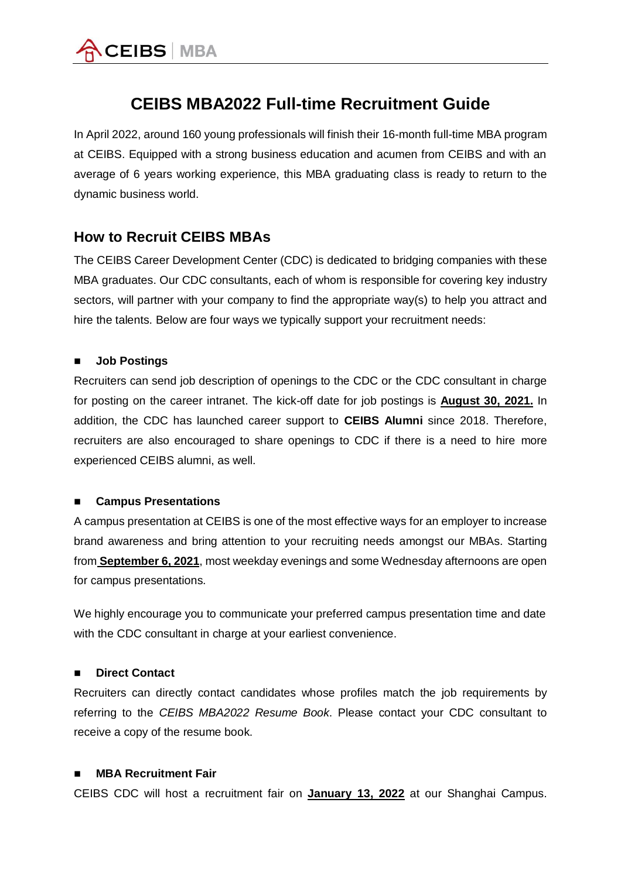# CEIBS MBA2022 Full-time Recruitment Guide

In April 2022, around 160 young professionals will finish their 16-month full-time MBA program at CEIBS. Equipped with a strong business education and acumen from CEIBS and with an average of 6 years working experience, this MBA graduating class is ready to return to the dynamic business world.

## How to Recruit CEIBS MBAs

The CEIBS Career Development Center (CDC) is dedicated to bridging companies with these MBA graduates. Our CDC consultants, each of whom is responsible for covering key industry sectors, will partner with your company to find the appropriate way(s) to help you attract and hire the talents. Below are four ways we typically support your recruitment needs:

- **Job Postings**

Recruiters can send job description of openings to the CDC or the CDC consultant in charge for posting on the career intranet. The kick-off date for job postings is **August 30, 2021.** In addition, the CDC has launched career support to **CEIBS Alumni** since 2018. Therefore, recruiters are also encouraged to share openings to CDC if there is a need to hire more experienced CEIBS alumni, as well.

- **Campus Presentations**

A campus presentation at CEIBS is one of the most effective ways for an employer to increase brand awareness and bring attention to your recruiting needs amongst our MBAs. Starting from **September 6, 2021**, most weekday evenings and some Wednesday afternoons are open for campus presentations.

We highly encourage you to communicate your preferred campus presentation time and date with the CDC consultant in charge at your earliest convenience.

- **Direct Contact**

Recruiters can directly contact candidates whose profiles match the job requirements by referring to the *CEIBS MBA2022 Resume Book*. Please contact your CDC consultant to receive a copy of the resume book.

- **MBA Recruitment Fair**

CEIBS CDC will host a recruitment fair on **January 13, 2022** at our Shanghai Campus.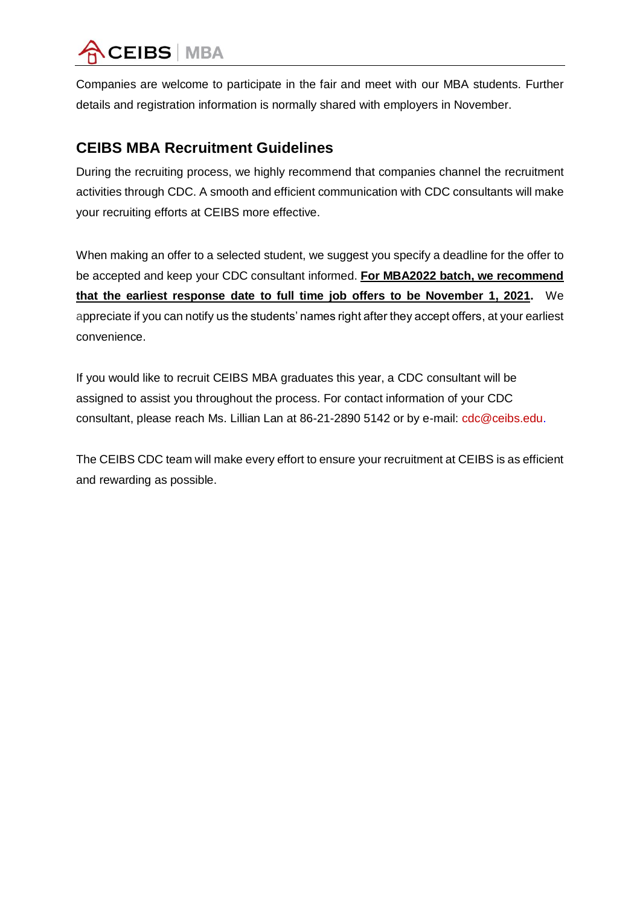Companies are welcome to participate in the fair and meet with our MBA students. Further details and registration information is normally shared with employers in November.

## CEIBS MBA Recruitment Guidelines

During the recruiting process, we highly recommend that companies channel the recruitment activities through CDC. A smooth and efficient communication with CDC consultants will make your recruiting efforts at CEIBS more effective.

When making an offer to a selected student, we suggest you specify a deadline for the offer to be accepted and keep your CDC consultant informed. **For MBA2022 batch, we recommend that the earliest response date to full time job offers to be November 1, 2021.** We appreciate if you can notify us the students' names right after they accept offers, at your earliest convenience.

If you would like to recruit CEIBS MBA graduates this year, a CDC consultant will be assigned to assist you throughout the process. For contact information of your CDC consultant, please reach Ms. Lillian Lan at 86-21-2890 5142 or by e-mail: cdc@ceibs.edu.

The CEIBS CDC team will make every effort to ensure your recruitment at CEIBS is as efficient and rewarding as possible.